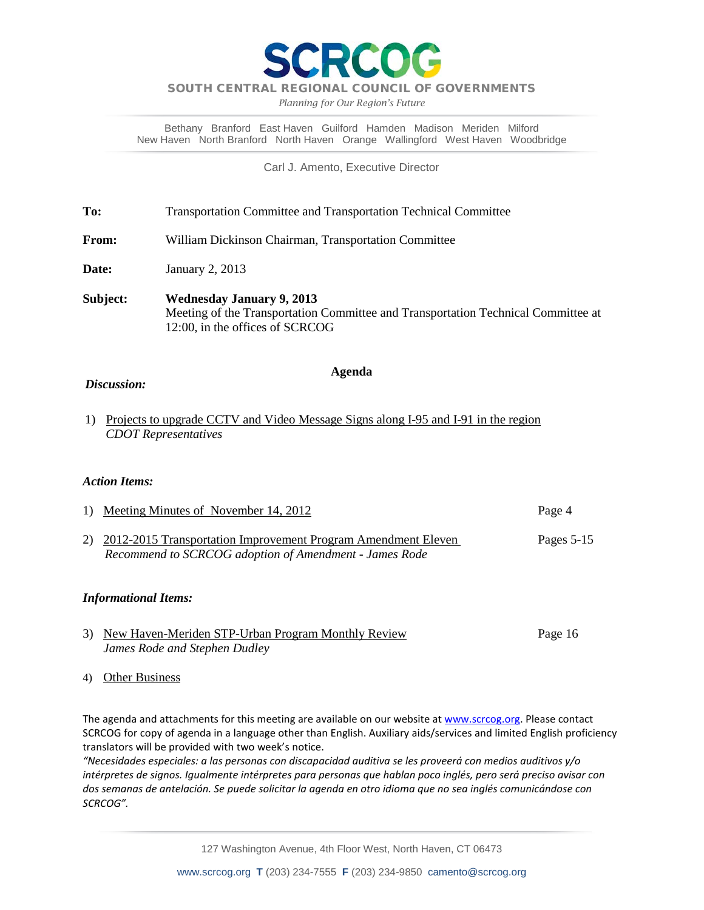# SCRCOG

**SOUTH CENTRAL REGIONAL COUNCIL OF GOVERNMENTS**

*Planning for Our Region's Future*

Bethany Branford East Haven Guilford Hamden Madison Meriden Milford
New Haven North Branford North Haven Orange Wallingford West Haven Woodbridge

Carl J. Amento, Executive Director

**To:** Transportation Committee and Transportation Technical Committee

**From:** William Dickinson Chairman, Transportation Committee

**Date:** January 2, 2013

**Subject:** **Wednesday January 9, 2013**
Meeting of the Transportation Committee and Transportation Technical Committee at 12:00, in the offices of SCRCOG

## Agenda

***Discussion:***

1) Projects to upgrade CCTV and Video Message Signs along I-95 and I-91 in the region
*CDOT Representatives*

***Action Items:***

1) Meeting Minutes of November 14, 2012 — Page 4

2) 2012-2015 Transportation Improvement Program Amendment Eleven — Pages 5-15
*Recommend to SCRCOG adoption of Amendment - James Rode*

***Informational Items:***

3) New Haven-Meriden STP-Urban Program Monthly Review — Page 16
*James Rode and Stephen Dudley*

4) Other Business

The agenda and attachments for this meeting are available on our website at www.scrcog.org. Please contact SCRCOG for copy of agenda in a language other than English. Auxiliary aids/services and limited English proficiency translators will be provided with two week's notice.

*"Necesidades especiales: a las personas con discapacidad auditiva se les proveerá con medios auditivos y/o intérpretes de signos. Igualmente intérpretes para personas que hablan poco inglés, pero será preciso avisar con dos semanas de antelación. Se puede solicitar la agenda en otro idioma que no sea inglés comunicándose con SCRCOG".*

127 Washington Avenue, 4th Floor West, North Haven, CT 06473

www.scrcog.org **T** (203) 234-7555 **F** (203) 234-9850 camento@scrcog.org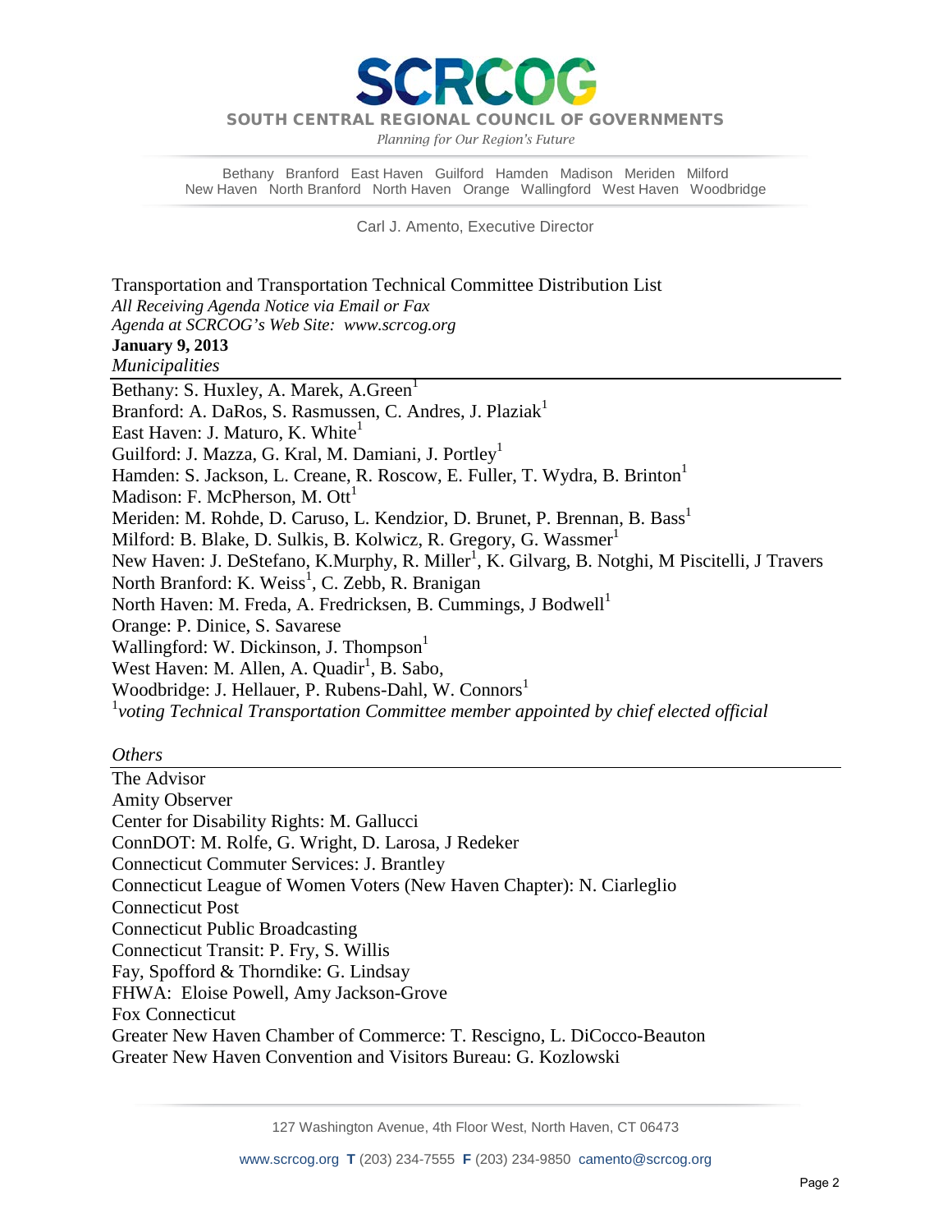# SCRCOG

SOUTH CENTRAL REGIONAL COUNCIL OF GOVERNMENTS

*Planning for Our Region's Future*

Bethany Branford East Haven Guilford Hamden Madison Meriden Milford
New Haven North Branford North Haven Orange Wallingford West Haven Woodbridge

Carl J. Amento, Executive Director

Transportation and Transportation Technical Committee Distribution List
*All Receiving Agenda Notice via Email or Fax*
*Agenda at SCRCOG's Web Site: www.scrcog.org*
**January 9, 2013**

*Municipalities*

Bethany: S. Huxley, A. Marek, A.Green[1]
Branford: A. DaRos, S. Rasmussen, C. Andres, J. Plaziak[1]
East Haven: J. Maturo, K. White[1]
Guilford: J. Mazza, G. Kral, M. Damiani, J. Portley[1]
Hamden: S. Jackson, L. Creane, R. Roscow, E. Fuller, T. Wydra, B. Brinton[1]
Madison: F. McPherson, M. Ott[1]
Meriden: M. Rohde, D. Caruso, L. Kendzior, D. Brunet, P. Brennan, B. Bass[1]
Milford: B. Blake, D. Sulkis, B. Kolwicz, R. Gregory, G. Wassmer[1]
New Haven: J. DeStefano, K.Murphy, R. Miller[1], K. Gilvarg, B. Notghi, M Piscitelli, J Travers
North Branford: K. Weiss[1], C. Zebb, R. Branigan
North Haven: M. Freda, A. Fredricksen, B. Cummings, J Bodwell[1]
Orange: P. Dinice, S. Savarese
Wallingford: W. Dickinson, J. Thompson[1]
West Haven: M. Allen, A. Quadir[1], B. Sabo,
Woodbridge: J. Hellauer, P. Rubens-Dahl, W. Connors[1]
[1]*voting Technical Transportation Committee member appointed by chief elected official*

*Others*

The Advisor
Amity Observer
Center for Disability Rights: M. Gallucci
ConnDOT: M. Rolfe, G. Wright, D. Larosa, J Redeker
Connecticut Commuter Services: J. Brantley
Connecticut League of Women Voters (New Haven Chapter): N. Ciarleglio
Connecticut Post
Connecticut Public Broadcasting
Connecticut Transit: P. Fry, S. Willis
Fay, Spofford & Thorndike: G. Lindsay
FHWA: Eloise Powell, Amy Jackson-Grove
Fox Connecticut
Greater New Haven Chamber of Commerce: T. Rescigno, L. DiCocco-Beauton
Greater New Haven Convention and Visitors Bureau: G. Kozlowski

127 Washington Avenue, 4th Floor West, North Haven, CT 06473

www.scrcog.org **T** (203) 234-7555 **F** (203) 234-9850 camento@scrcog.org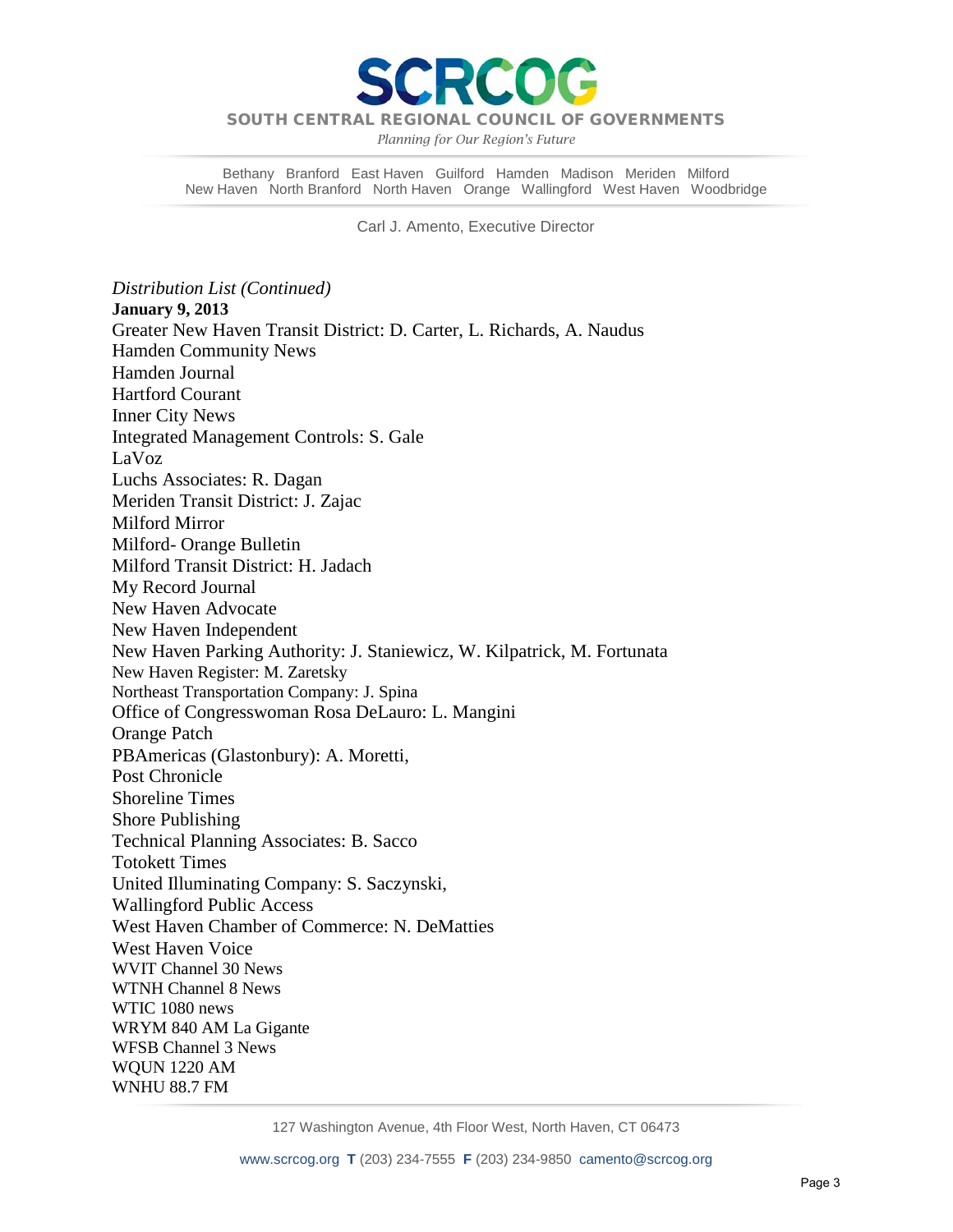*Distribution List (Continued)*

**January 9, 2013**

Greater New Haven Transit District: D. Carter, L. Richards, A. Naudus
Hamden Community News
Hamden Journal
Hartford Courant
Inner City News
Integrated Management Controls: S. Gale
LaVoz
Luchs Associates: R. Dagan
Meriden Transit District: J. Zajac
Milford Mirror
Milford- Orange Bulletin
Milford Transit District: H. Jadach
My Record Journal
New Haven Advocate
New Haven Independent
New Haven Parking Authority: J. Staniewicz, W. Kilpatrick, M. Fortunata
New Haven Register: M. Zaretsky
Northeast Transportation Company: J. Spina
Office of Congresswoman Rosa DeLauro: L. Mangini
Orange Patch
PBAmericas (Glastonbury): A. Moretti,
Post Chronicle
Shoreline Times
Shore Publishing
Technical Planning Associates: B. Sacco
Totokett Times
United Illuminating Company: S. Saczynski,
Wallingford Public Access
West Haven Chamber of Commerce: N. DeMatties
West Haven Voice
WVIT Channel 30 News
WTNH Channel 8 News
WTIC 1080 news
WRYM 840 AM La Gigante
WFSB Channel 3 News
WQUN 1220 AM
WNHU 88.7 FM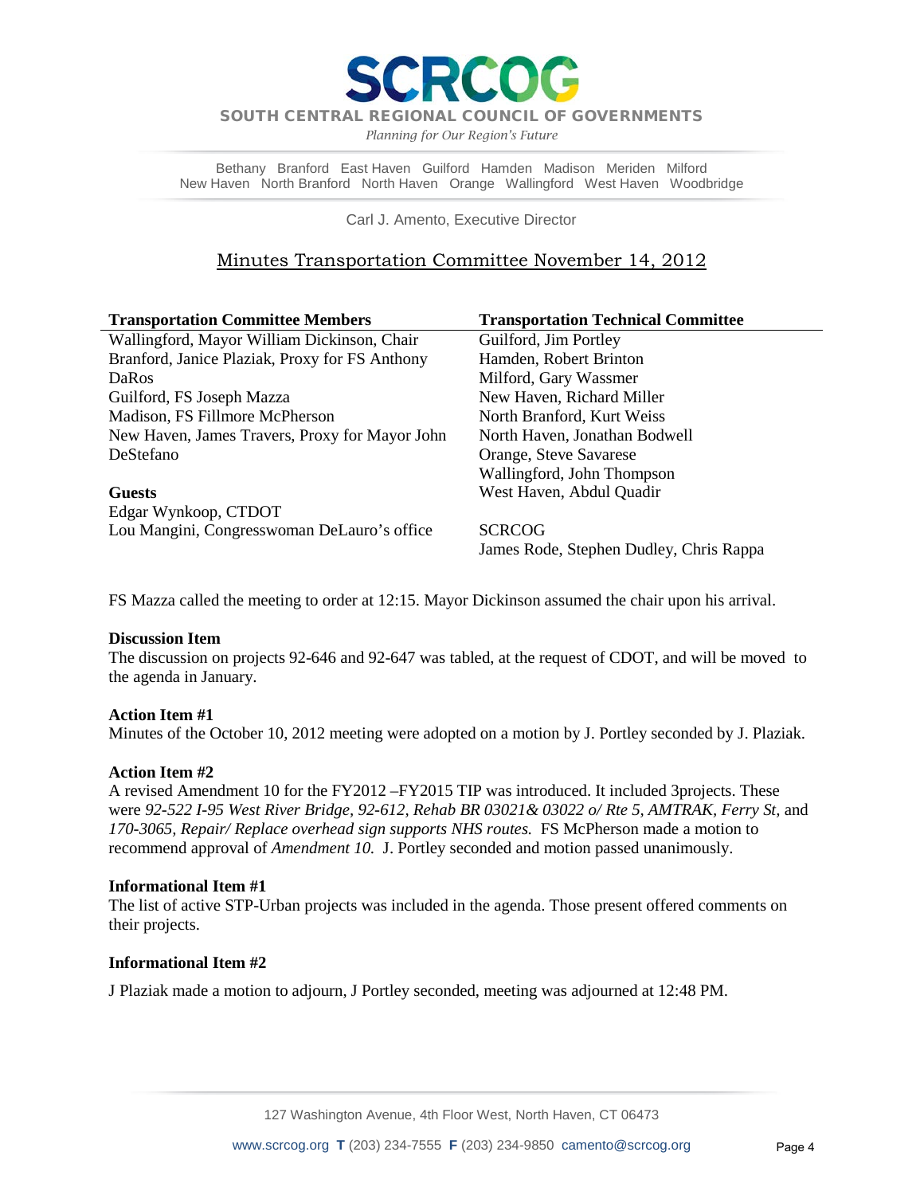# SCRCOG

SOUTH CENTRAL REGIONAL COUNCIL OF GOVERNMENTS

*Planning for Our Region's Future*

Bethany Branford East Haven Guilford Hamden Madison Meriden Milford
New Haven North Branford North Haven Orange Wallingford West Haven Woodbridge

Carl J. Amento, Executive Director

## Minutes Transportation Committee November 14, 2012

| Transportation Committee Members | Transportation Technical Committee |
|---|---|
| Wallingford, Mayor William Dickinson, Chair | Guilford, Jim Portley |
| Branford, Janice Plaziak, Proxy for FS Anthony DaRos | Hamden, Robert Brinton |
| Guilford, FS Joseph Mazza | Milford, Gary Wassmer |
| Madison, FS Fillmore McPherson | New Haven, Richard Miller |
| New Haven, James Travers, Proxy for Mayor John DeStefano | North Branford, Kurt Weiss |
| | North Haven, Jonathan Bodwell |
| | Orange, Steve Savarese |
| | Wallingford, John Thompson |
| **Guests** | West Haven, Abdul Quadir |
| Edgar Wynkoop, CTDOT | |
| Lou Mangini, Congresswoman DeLauro's office | SCRCOG |
| | James Rode, Stephen Dudley, Chris Rappa |

FS Mazza called the meeting to order at 12:15. Mayor Dickinson assumed the chair upon his arrival.

**Discussion Item**
The discussion on projects 92-646 and 92-647 was tabled, at the request of CDOT, and will be moved to the agenda in January.

**Action Item #1**
Minutes of the October 10, 2012 meeting were adopted on a motion by J. Portley seconded by J. Plaziak.

**Action Item #2**
A revised Amendment 10 for the FY2012 –FY2015 TIP was introduced. It included 3projects. These were *92-522 I-95 West River Bridge, 92-612, Rehab BR 03021& 03022 o/ Rte 5, AMTRAK, Ferry St,* and *170-3065, Repair/ Replace overhead sign supports NHS routes.* FS McPherson made a motion to recommend approval of *Amendment 10.* J. Portley seconded and motion passed unanimously.

**Informational Item #1**
The list of active STP-Urban projects was included in the agenda. Those present offered comments on their projects.

**Informational Item #2**

J Plaziak made a motion to adjourn, J Portley seconded, meeting was adjourned at 12:48 PM.

127 Washington Avenue, 4th Floor West, North Haven, CT 06473

www.scrcog.org **T** (203) 234-7555 **F** (203) 234-9850 camento@scrcog.org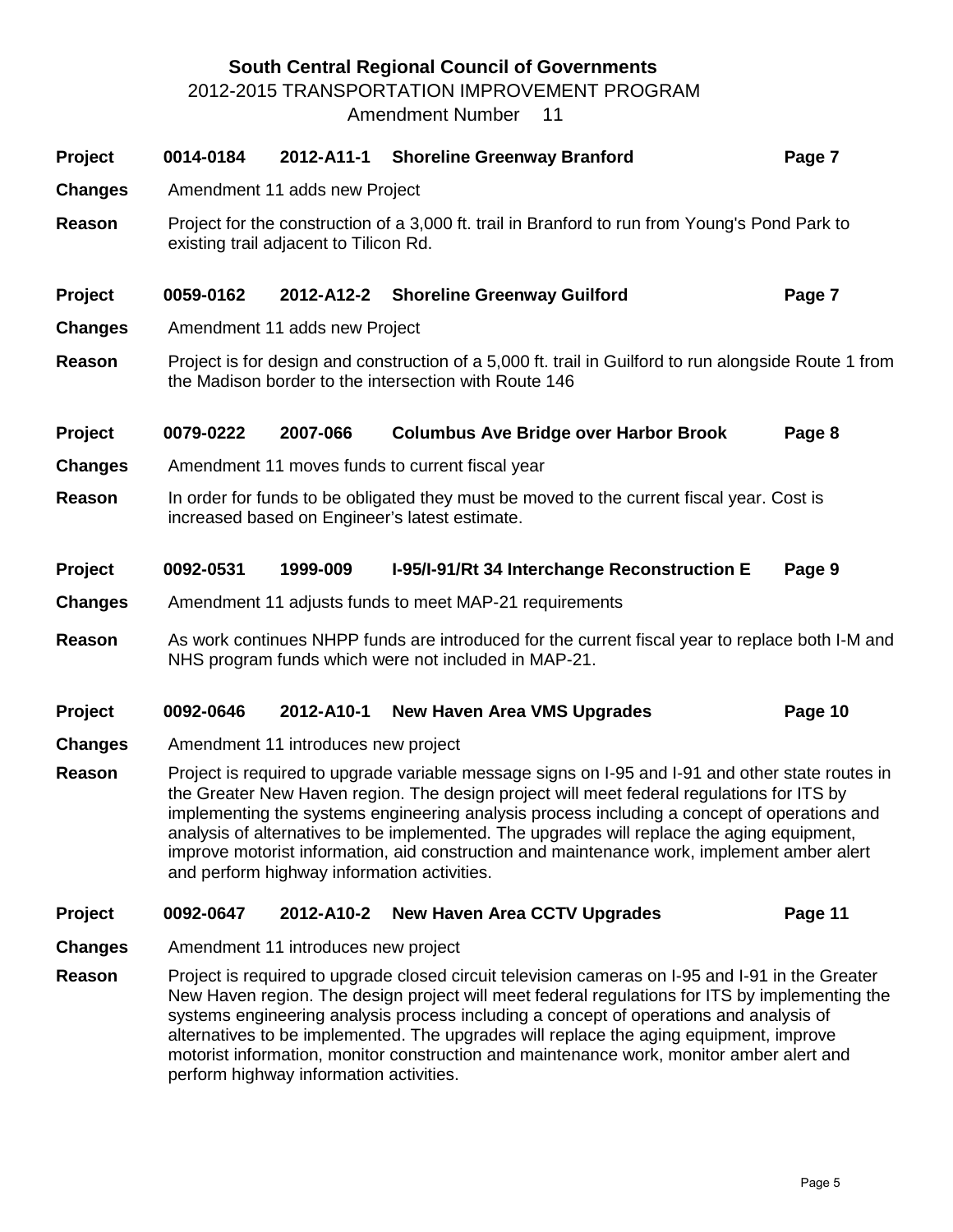**South Central Regional Council of Governments**

2012-2015 TRANSPORTATION IMPROVEMENT PROGRAM

Amendment Number 11

**Project** **0014-0184** **2012-A11-1** **Shoreline Greenway Branford** **Page 7**

**Changes** Amendment 11 adds new Project

**Reason** Project for the construction of a 3,000 ft. trail in Branford to run from Young's Pond Park to existing trail adjacent to Tilicon Rd.

**Project** **0059-0162** **2012-A12-2** **Shoreline Greenway Guilford** **Page 7**

**Changes** Amendment 11 adds new Project

**Reason** Project is for design and construction of a 5,000 ft. trail in Guilford to run alongside Route 1 from the Madison border to the intersection with Route 146

**Project** **0079-0222** **2007-066** **Columbus Ave Bridge over Harbor Brook** **Page 8**

**Changes** Amendment 11 moves funds to current fiscal year

**Reason** In order for funds to be obligated they must be moved to the current fiscal year. Cost is increased based on Engineer's latest estimate.

**Project** **0092-0531** **1999-009** **I-95/I-91/Rt 34 Interchange Reconstruction E** **Page 9**

**Changes** Amendment 11 adjusts funds to meet MAP-21 requirements

**Reason** As work continues NHPP funds are introduced for the current fiscal year to replace both I-M and NHS program funds which were not included in MAP-21.

**Project** **0092-0646** **2012-A10-1** **New Haven Area VMS Upgrades** **Page 10**

**Changes** Amendment 11 introduces new project

**Reason** Project is required to upgrade variable message signs on I-95 and I-91 and other state routes in the Greater New Haven region. The design project will meet federal regulations for ITS by implementing the systems engineering analysis process including a concept of operations and analysis of alternatives to be implemented. The upgrades will replace the aging equipment, improve motorist information, aid construction and maintenance work, implement amber alert and perform highway information activities.

**Project** **0092-0647** **2012-A10-2** **New Haven Area CCTV Upgrades** **Page 11**

**Changes** Amendment 11 introduces new project

**Reason** Project is required to upgrade closed circuit television cameras on I-95 and I-91 in the Greater New Haven region. The design project will meet federal regulations for ITS by implementing the systems engineering analysis process including a concept of operations and analysis of alternatives to be implemented. The upgrades will replace the aging equipment, improve motorist information, monitor construction and maintenance work, monitor amber alert and perform highway information activities.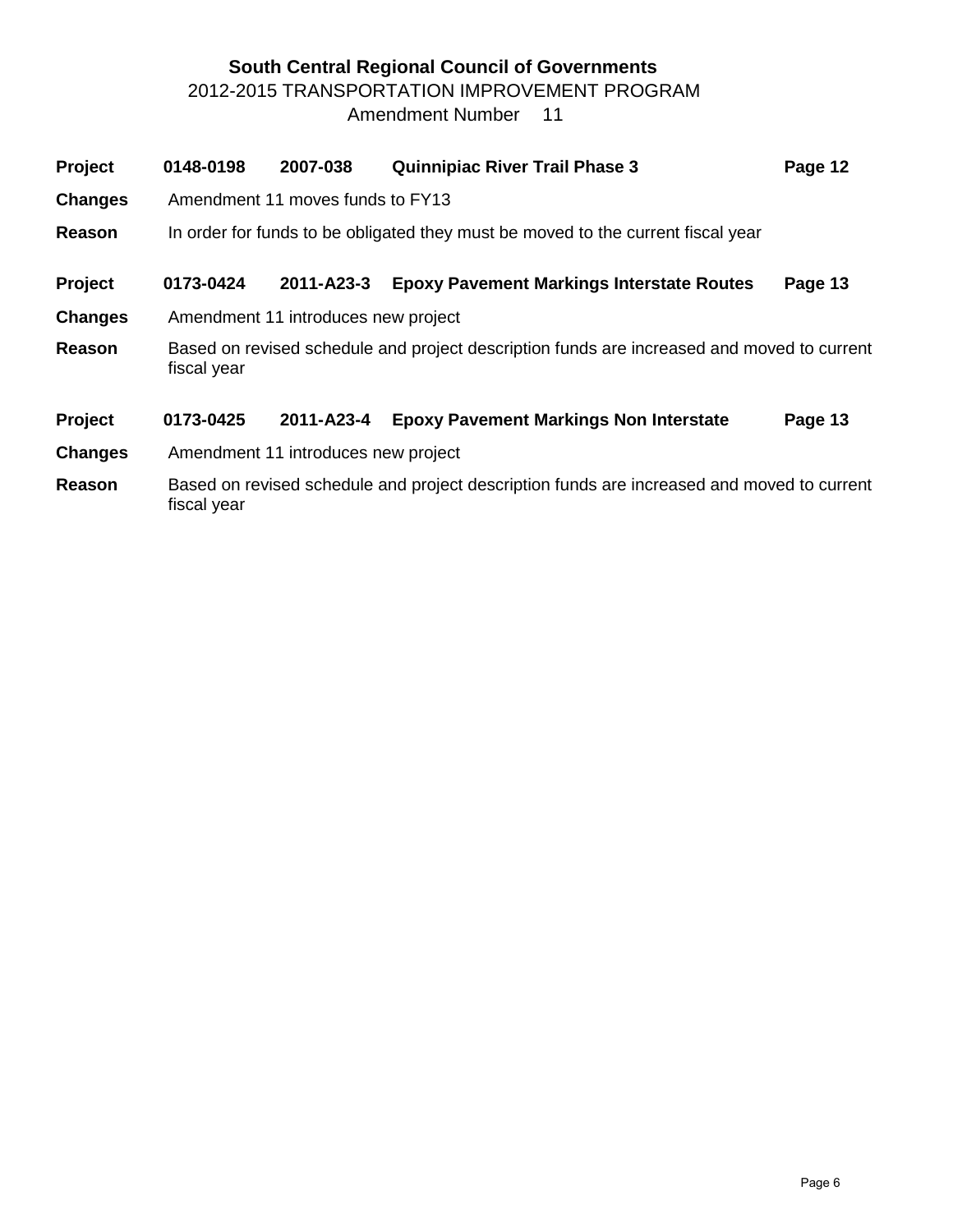# South Central Regional Council of Governments

## 2012-2015 TRANSPORTATION IMPROVEMENT PROGRAM

### Amendment Number 11

| | | | | |
|---|---|---|---|---|
| **Project** | **0148-0198** | **2007-038** | **Quinnipiac River Trail Phase 3** | **Page 12** |
| **Changes** | Amendment 11 moves funds to FY13 | | | |
| **Reason** | In order for funds to be obligated they must be moved to the current fiscal year | | | |

| | | | | |
|---|---|---|---|---|
| **Project** | **0173-0424** | **2011-A23-3** | **Epoxy Pavement Markings Interstate Routes** | **Page 13** |
| **Changes** | Amendment 11 introduces new project | | | |
| **Reason** | Based on revised schedule and project description funds are increased and moved to current fiscal year | | | |

| | | | | |
|---|---|---|---|---|
| **Project** | **0173-0425** | **2011-A23-4** | **Epoxy Pavement Markings Non Interstate** | **Page 13** |
| **Changes** | Amendment 11 introduces new project | | | |
| **Reason** | Based on revised schedule and project description funds are increased and moved to current fiscal year | | | |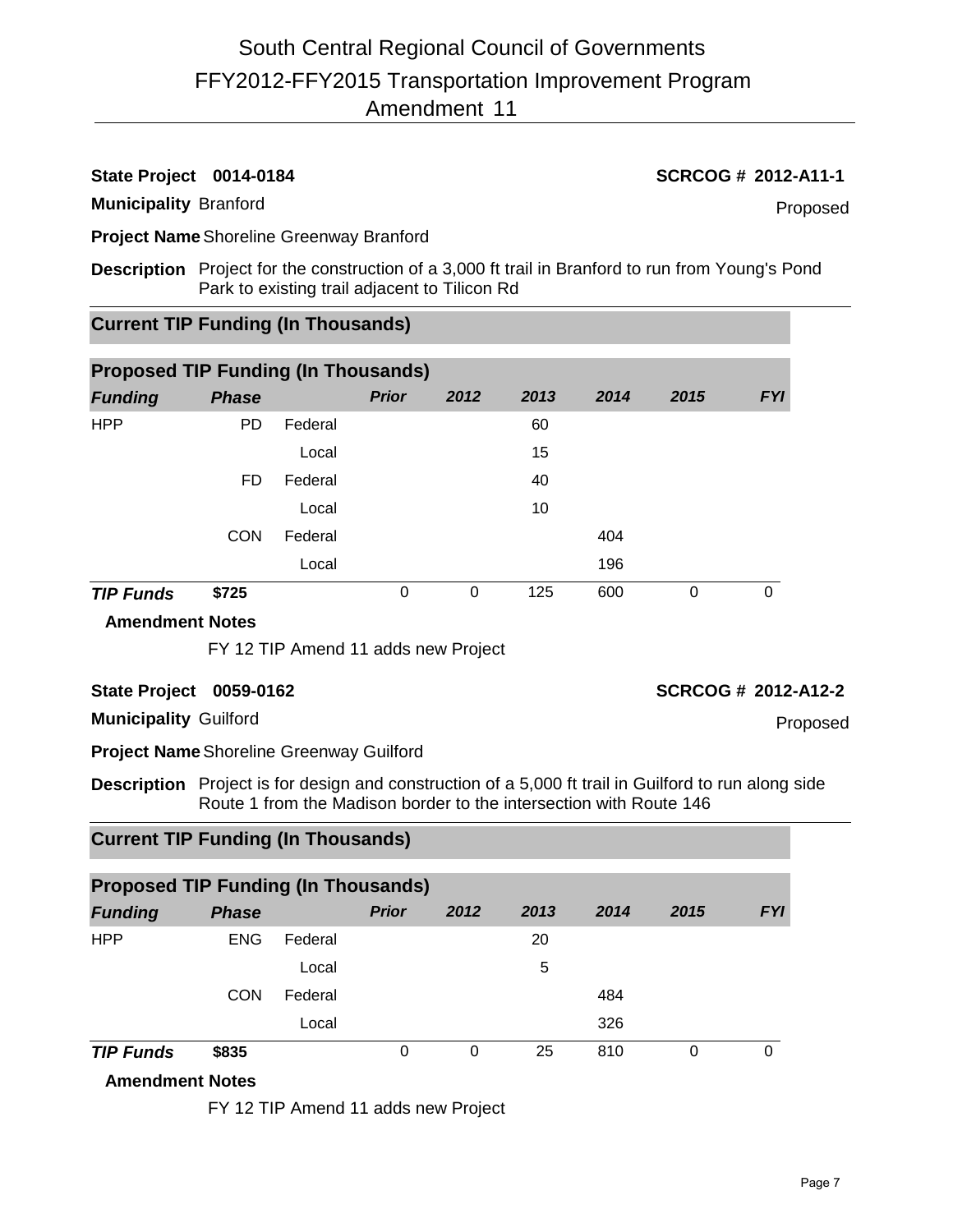# South Central Regional Council of Governments
## FFY2012-FFY2015 Transportation Improvement Program
## Amendment 11

**State Project** **0014-0184** — **SCRCOG # 2012-A11-1**

**Municipality** Branford — Proposed

**Project Name** Shoreline Greenway Branford

**Description** Project for the construction of a 3,000 ft trail in Branford to run from Young's Pond Park to existing trail adjacent to Tilicon Rd

### Current TIP Funding (In Thousands)

### Proposed TIP Funding (In Thousands)

| *Funding* | *Phase* | | *Prior* | *2012* | *2013* | *2014* | *2015* | *FYI* |
|---|---|---|---|---|---|---|---|---|
| HPP | PD | Federal | | | 60 | | | |
| | | Local | | | 15 | | | |
| | FD | Federal | | | 40 | | | |
| | | Local | | | 10 | | | |
| | CON | Federal | | | | 404 | | |
| | | Local | | | | 196 | | |
| ***TIP Funds*** | **$725** | | 0 | 0 | 125 | 600 | 0 | 0 |

**Amendment Notes**

FY 12 TIP Amend 11 adds new Project

**State Project** **0059-0162** — **SCRCOG # 2012-A12-2**

**Municipality** Guilford — Proposed

**Project Name** Shoreline Greenway Guilford

**Description** Project is for design and construction of a 5,000 ft trail in Guilford to run along side Route 1 from the Madison border to the intersection with Route 146

### Current TIP Funding (In Thousands)

### Proposed TIP Funding (In Thousands)

| *Funding* | *Phase* | | *Prior* | *2012* | *2013* | *2014* | *2015* | *FYI* |
|---|---|---|---|---|---|---|---|---|
| HPP | ENG | Federal | | | 20 | | | |
| | | Local | | | 5 | | | |
| | CON | Federal | | | | 484 | | |
| | | Local | | | | 326 | | |
| ***TIP Funds*** | **$835** | | 0 | 0 | 25 | 810 | 0 | 0 |

**Amendment Notes**

FY 12 TIP Amend 11 adds new Project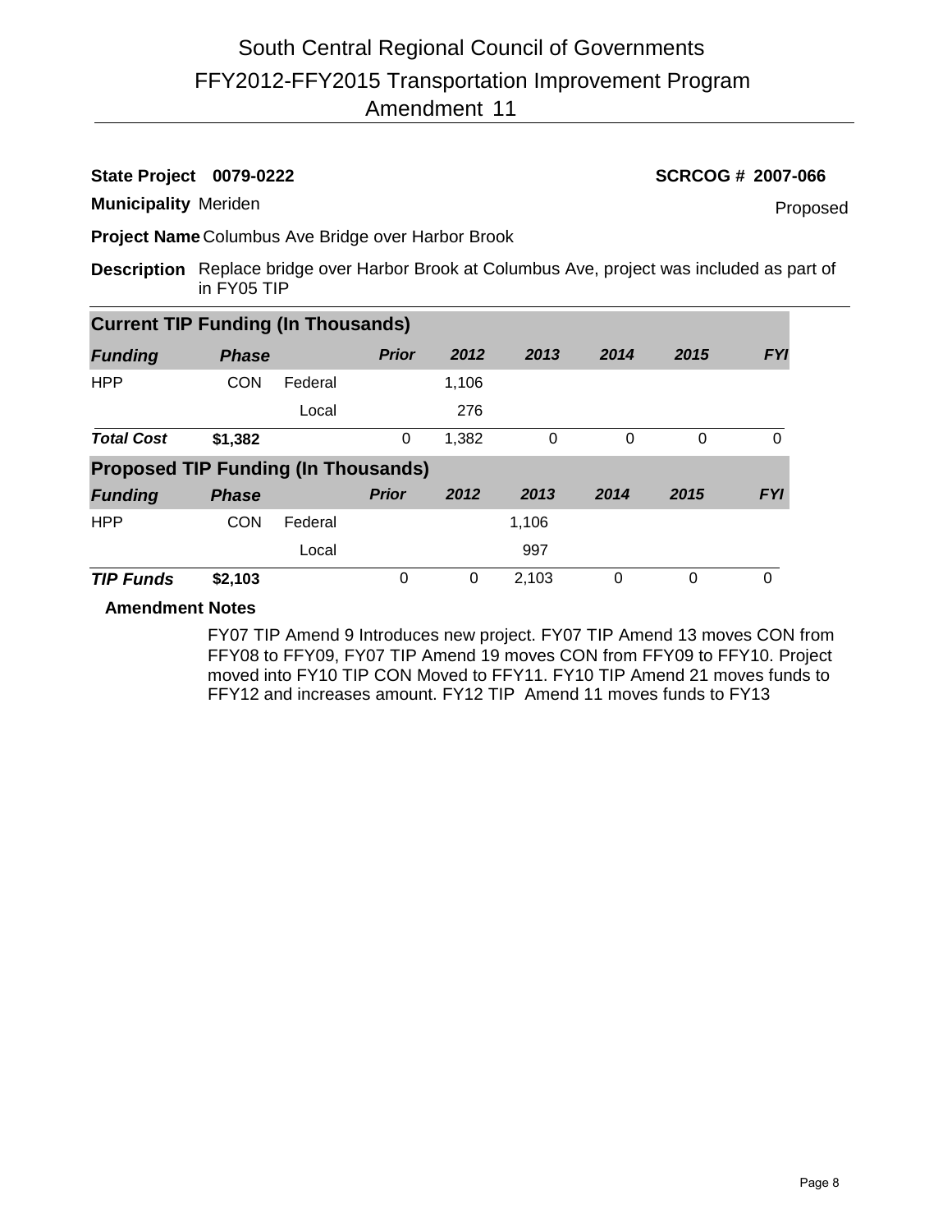# South Central Regional Council of Governments
## FFY2012-FFY2015 Transportation Improvement Program
## Amendment 11

**State Project** **0079-0222** **SCRCOG # 2007-066**

**Municipality** Meriden Proposed

**Project Name** Columbus Ave Bridge over Harbor Brook

**Description** Replace bridge over Harbor Brook at Columbus Ave, project was included as part of in FY05 TIP

### Current TIP Funding (In Thousands)

| *Funding* | *Phase* | | *Prior* | *2012* | *2013* | *2014* | *2015* | *FYI* |
|---|---|---|---|---|---|---|---|---|
| HPP | CON | Federal | | 1,106 | | | | |
| | | Local | | 276 | | | | |
| ***Total Cost*** | **$1,382** | | 0 | 1,382 | 0 | 0 | 0 | 0 |

### Proposed TIP Funding (In Thousands)

| *Funding* | *Phase* | | *Prior* | *2012* | *2013* | *2014* | *2015* | *FYI* |
|---|---|---|---|---|---|---|---|---|
| HPP | CON | Federal | | | 1,106 | | | |
| | | Local | | | 997 | | | |
| ***TIP Funds*** | **$2,103** | | 0 | 0 | 2,103 | 0 | 0 | 0 |

**Amendment Notes**

FY07 TIP Amend 9 Introduces new project. FY07 TIP Amend 13 moves CON from FFY08 to FFY09, FY07 TIP Amend 19 moves CON from FFY09 to FFY10. Project moved into FY10 TIP CON Moved to FFY11. FY10 TIP Amend 21 moves funds to FFY12 and increases amount. FY12 TIP Amend 11 moves funds to FY13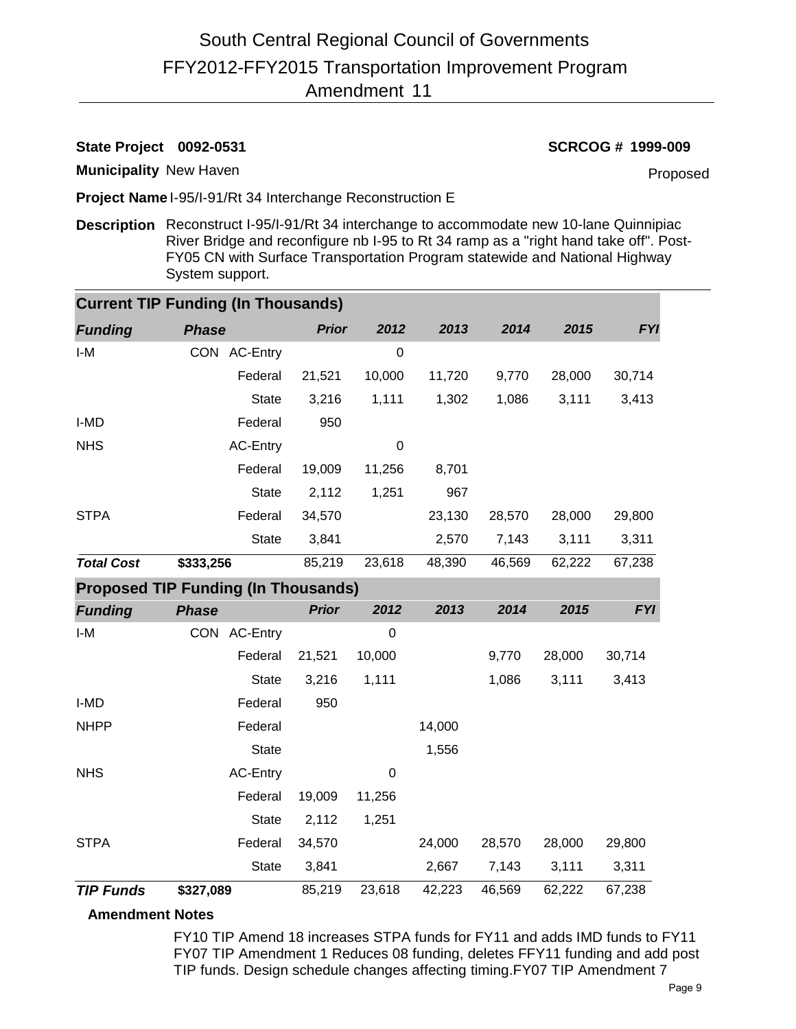# South Central Regional Council of Governments
## FFY2012-FFY2015 Transportation Improvement Program
## Amendment 11

**State Project** 0092-0531 **SCRCOG #** **1999-009**

**Municipality** New Haven Proposed

**Project Name** I-95/I-91/Rt 34 Interchange Reconstruction E

**Description** Reconstruct I-95/I-91/Rt 34 interchange to accommodate new 10-lane Quinnipiac River Bridge and reconfigure nb I-95 to Rt 34 ramp as a "right hand take off". Post-FY05 CN with Surface Transportation Program statewide and National Highway System support.

### Current TIP Funding (In Thousands)

| *Funding* | *Phase* | | *Prior* | *2012* | *2013* | *2014* | *2015* | *FYI* |
|---|---|---|---|---|---|---|---|---|
| I-M | CON | AC-Entry | | 0 | | | | |
| | | Federal | 21,521 | 10,000 | 11,720 | 9,770 | 28,000 | 30,714 |
| | | State | 3,216 | 1,111 | 1,302 | 1,086 | 3,111 | 3,413 |
| I-MD | | Federal | 950 | | | | | |
| NHS | | AC-Entry | | 0 | | | | |
| | | Federal | 19,009 | 11,256 | 8,701 | | | |
| | | State | 2,112 | 1,251 | 967 | | | |
| STPA | | Federal | 34,570 | | 23,130 | 28,570 | 28,000 | 29,800 |
| | | State | 3,841 | | 2,570 | 7,143 | 3,111 | 3,311 |
| ***Total Cost*** | **$333,256** | | 85,219 | 23,618 | 48,390 | 46,569 | 62,222 | 67,238 |

### Proposed TIP Funding (In Thousands)

| *Funding* | *Phase* | | *Prior* | *2012* | *2013* | *2014* | *2015* | *FYI* |
|---|---|---|---|---|---|---|---|---|
| I-M | CON | AC-Entry | | 0 | | | | |
| | | Federal | 21,521 | 10,000 | | 9,770 | 28,000 | 30,714 |
| | | State | 3,216 | 1,111 | | 1,086 | 3,111 | 3,413 |
| I-MD | | Federal | 950 | | | | | |
| NHPP | | Federal | | | 14,000 | | | |
| | | State | | | 1,556 | | | |
| NHS | | AC-Entry | | 0 | | | | |
| | | Federal | 19,009 | 11,256 | | | | |
| | | State | 2,112 | 1,251 | | | | |
| STPA | | Federal | 34,570 | | 24,000 | 28,570 | 28,000 | 29,800 |
| | | State | 3,841 | | 2,667 | 7,143 | 3,111 | 3,311 |
| ***TIP Funds*** | **$327,089** | | 85,219 | 23,618 | 42,223 | 46,569 | 62,222 | 67,238 |

**Amendment Notes**

FY10 TIP Amend 18 increases STPA funds for FY11 and adds IMD funds to FY11 FY07 TIP Amendment 1 Reduces 08 funding, deletes FFY11 funding and add post TIP funds. Design schedule changes affecting timing.FY07 TIP Amendment 7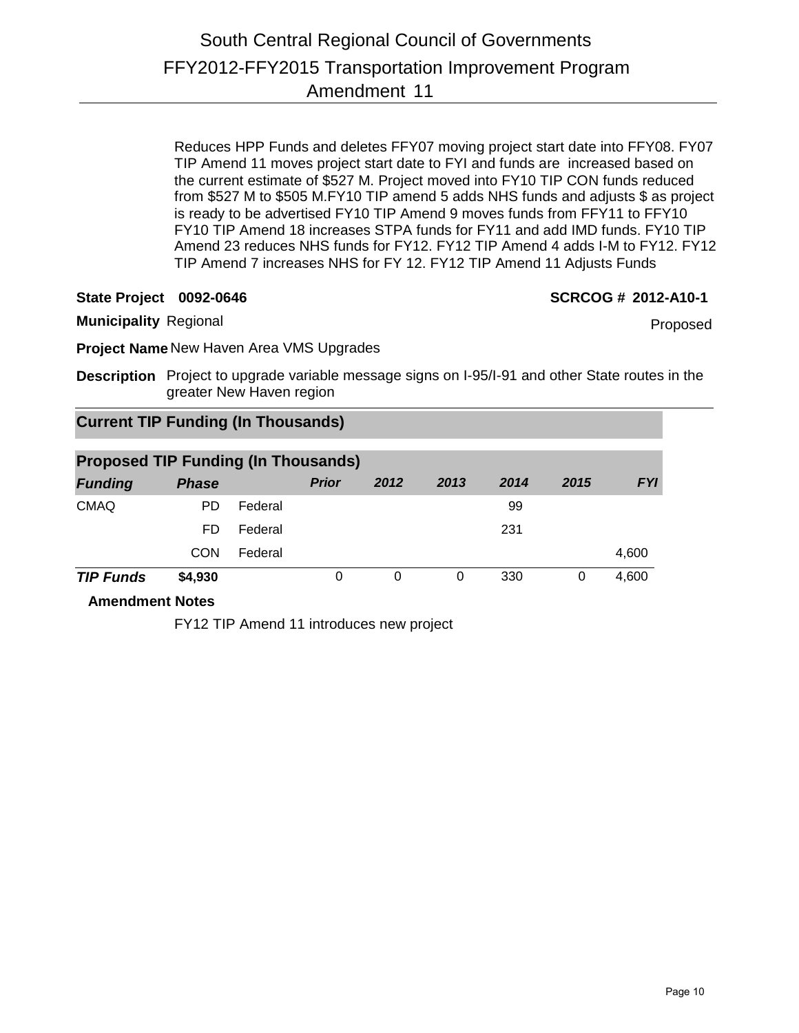# South Central Regional Council of Governments
## FFY2012-FFY2015 Transportation Improvement Program
## Amendment 11

Reduces HPP Funds and deletes FFY07 moving project start date into FFY08. FY07 TIP Amend 11 moves project start date to FYI and funds are increased based on the current estimate of $527 M. Project moved into FY10 TIP CON funds reduced from $527 M to $505 M.FY10 TIP amend 5 adds NHS funds and adjusts $ as project is ready to be advertised FY10 TIP Amend 9 moves funds from FFY11 to FFY10 FY10 TIP Amend 18 increases STPA funds for FY11 and add IMD funds. FY10 TIP Amend 23 reduces NHS funds for FY12. FY12 TIP Amend 4 adds I-M to FY12. FY12 TIP Amend 7 increases NHS for FY 12. FY12 TIP Amend 11 Adjusts Funds

**State Project** 0092-0646 **SCRCOG #** **2012-A10-1**

**Municipality** Regional Proposed

**Project Name** New Haven Area VMS Upgrades

**Description** Project to upgrade variable message signs on I-95/I-91 and other State routes in the greater New Haven region

### Current TIP Funding (In Thousands)

### Proposed TIP Funding (In Thousands)

| *Funding* | *Phase* | | *Prior* | *2012* | *2013* | *2014* | *2015* | *FYI* |
|---|---|---|---|---|---|---|---|---|
| CMAQ | PD | Federal | | | | 99 | | |
| | FD | Federal | | | | 231 | | |
| | CON | Federal | | | | | | 4,600 |
| ***TIP Funds*** | **$4,930** | | 0 | 0 | 0 | 330 | 0 | 4,600 |

**Amendment Notes**

FY12 TIP Amend 11 introduces new project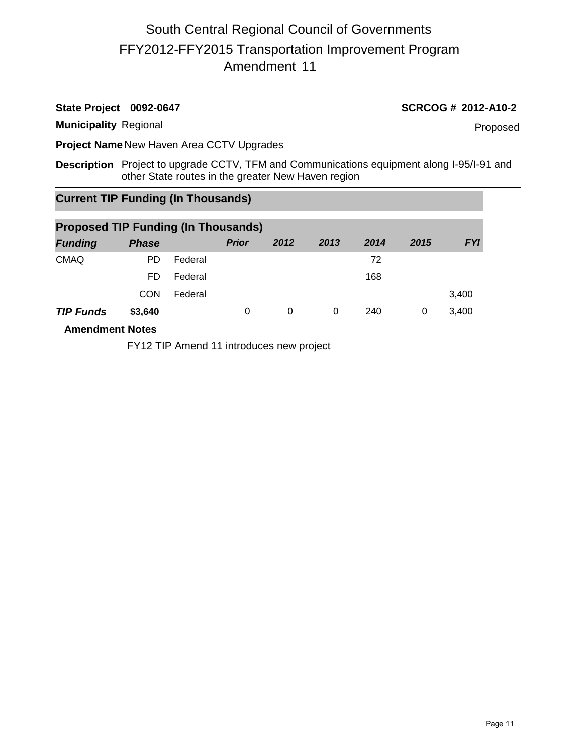# South Central Regional Council of Governments

## FFY2012-FFY2015 Transportation Improvement Program

## Amendment 11

**State Project** **0092-0647** **SCRCOG # 2012-A10-2**

**Municipality** Regional Proposed

**Project Name** New Haven Area CCTV Upgrades

**Description** Project to upgrade CCTV, TFM and Communications equipment along I-95/I-91 and other State routes in the greater New Haven region

### Current TIP Funding (In Thousands)

### Proposed TIP Funding (In Thousands)

| *Funding* | *Phase* | | *Prior* | *2012* | *2013* | *2014* | *2015* | *FYI* |
|---|---|---|---|---|---|---|---|---|
| CMAQ | PD | Federal | | | | 72 | | |
| | FD | Federal | | | | 168 | | |
| | CON | Federal | | | | | | 3,400 |
| ***TIP Funds*** | **$3,640** | | 0 | 0 | 0 | 240 | 0 | 3,400 |

**Amendment Notes**

FY12 TIP Amend 11 introduces new project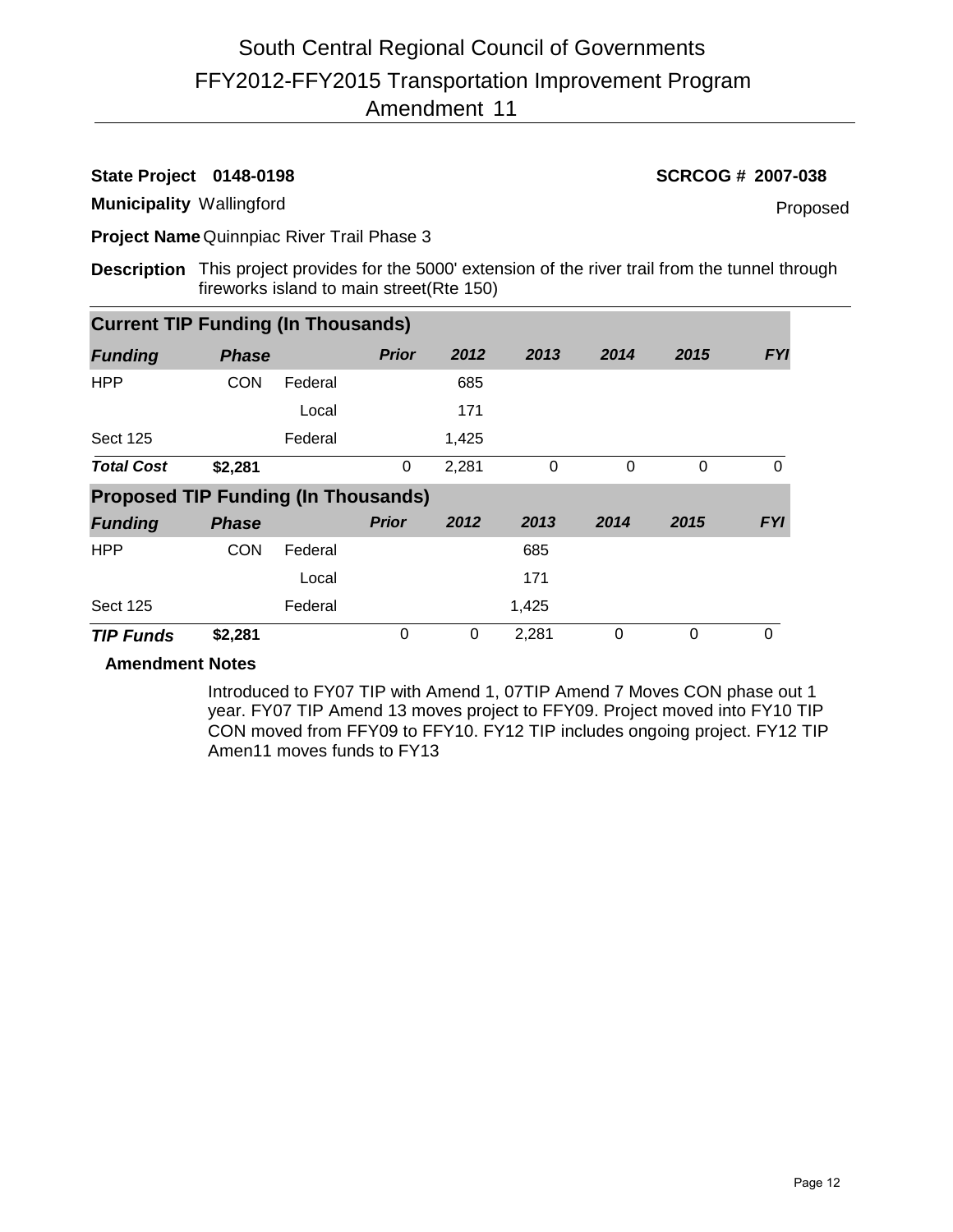# South Central Regional Council of Governments
## FFY2012-FFY2015 Transportation Improvement Program
## Amendment 11

**State Project** 0148-0198 **SCRCOG #** 2007-038

**Municipality** Wallingford Proposed

**Project Name** Quinnpiac River Trail Phase 3

**Description** This project provides for the 5000' extension of the river trail from the tunnel through fireworks island to main street(Rte 150)

**Current TIP Funding (In Thousands)**

| Funding | Phase | | Prior | 2012 | 2013 | 2014 | 2015 | FYI |
|---|---|---|---|---|---|---|---|---|
| HPP | CON | Federal | | 685 | | | | |
| | | Local | | 171 | | | | |
| Sect 125 | | Federal | | 1,425 | | | | |
| **Total Cost** | **$2,281** | | 0 | 2,281 | 0 | 0 | 0 | 0 |

**Proposed TIP Funding (In Thousands)**

| Funding | Phase | | Prior | 2012 | 2013 | 2014 | 2015 | FYI |
|---|---|---|---|---|---|---|---|---|
| HPP | CON | Federal | | | 685 | | | |
| | | Local | | | 171 | | | |
| Sect 125 | | Federal | | | 1,425 | | | |
| **TIP Funds** | **$2,281** | | 0 | 0 | 2,281 | 0 | 0 | 0 |

**Amendment Notes**

Introduced to FY07 TIP with Amend 1, 07TIP Amend 7 Moves CON phase out 1 year. FY07 TIP Amend 13 moves project to FFY09. Project moved into FY10 TIP CON moved from FFY09 to FFY10. FY12 TIP includes ongoing project. FY12 TIP Amen11 moves funds to FY13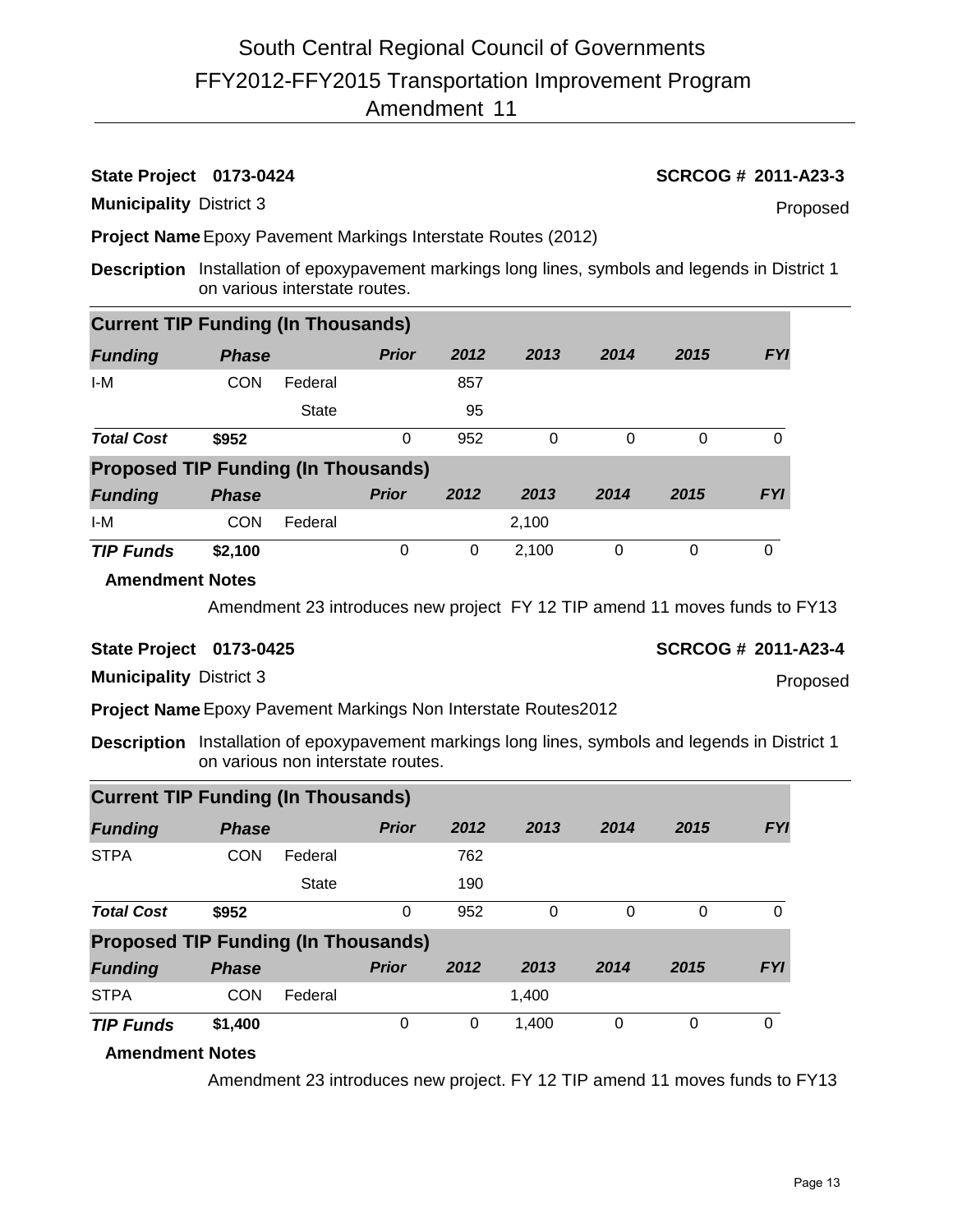# South Central Regional Council of Governments
## FFY2012-FFY2015 Transportation Improvement Program
## Amendment 11

**State Project** 0173-0424 **SCRCOG #** 2011-A23-3

**Municipality** District 3 Proposed

**Project Name** Epoxy Pavement Markings Interstate Routes (2012)

**Description** Installation of epoxypavement markings long lines, symbols and legends in District 1 on various interstate routes.

| **Current TIP Funding (In Thousands)** | | | | | | | | |
|---|---|---|---|---|---|---|---|---|
| ***Funding*** | ***Phase*** | | ***Prior*** | ***2012*** | ***2013*** | ***2014*** | ***2015*** | ***FYI*** |
| I-M | CON | Federal | | 857 | | | | |
| | | State | | 95 | | | | |
| ***Total Cost*** | **$952** | | 0 | 952 | 0 | 0 | 0 | 0 |

| **Proposed TIP Funding (In Thousands)** | | | | | | | | |
|---|---|---|---|---|---|---|---|---|
| ***Funding*** | ***Phase*** | | ***Prior*** | ***2012*** | ***2013*** | ***2014*** | ***2015*** | ***FYI*** |
| I-M | CON | Federal | | | 2,100 | | | |
| ***TIP Funds*** | **$2,100** | | 0 | 0 | 2,100 | 0 | 0 | 0 |

**Amendment Notes**

Amendment 23 introduces new project FY 12 TIP amend 11 moves funds to FY13

**State Project** 0173-0425 **SCRCOG #** 2011-A23-4

**Municipality** District 3 Proposed

**Project Name** Epoxy Pavement Markings Non Interstate Routes2012

**Description** Installation of epoxypavement markings long lines, symbols and legends in District 1 on various non interstate routes.

| **Current TIP Funding (In Thousands)** | | | | | | | | |
|---|---|---|---|---|---|---|---|---|
| ***Funding*** | ***Phase*** | | ***Prior*** | ***2012*** | ***2013*** | ***2014*** | ***2015*** | ***FYI*** |
| STPA | CON | Federal | | 762 | | | | |
| | | State | | 190 | | | | |
| ***Total Cost*** | **$952** | | 0 | 952 | 0 | 0 | 0 | 0 |

| **Proposed TIP Funding (In Thousands)** | | | | | | | | |
|---|---|---|---|---|---|---|---|---|
| ***Funding*** | ***Phase*** | | ***Prior*** | ***2012*** | ***2013*** | ***2014*** | ***2015*** | ***FYI*** |
| STPA | CON | Federal | | | 1,400 | | | |
| ***TIP Funds*** | **$1,400** | | 0 | 0 | 1,400 | 0 | 0 | 0 |

**Amendment Notes**

Amendment 23 introduces new project. FY 12 TIP amend 11 moves funds to FY13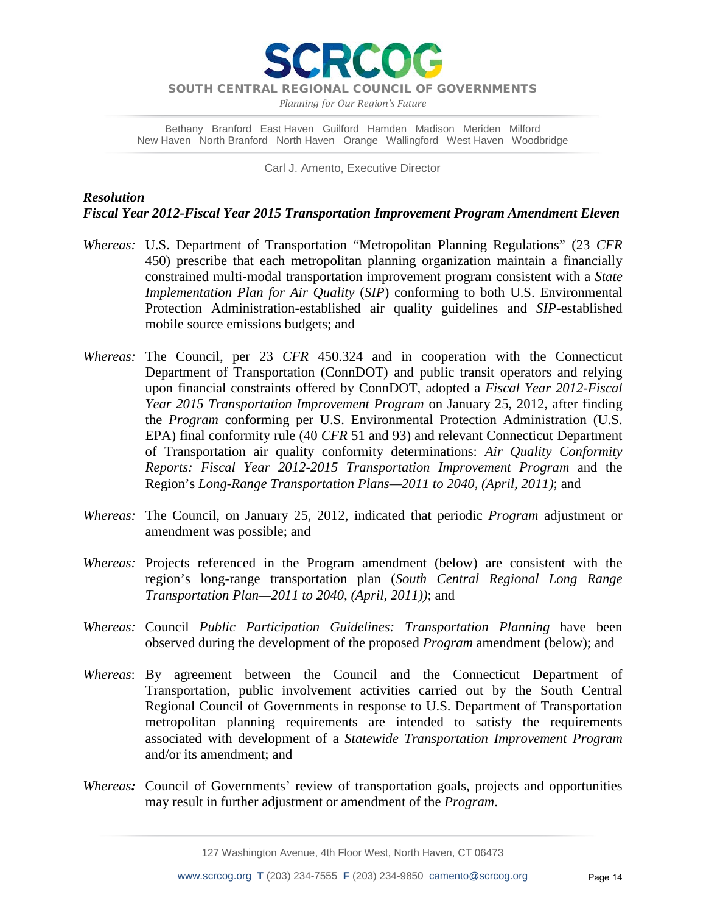# SCRCOG

**SOUTH CENTRAL REGIONAL COUNCIL OF GOVERNMENTS**

*Planning for Our Region's Future*

Bethany Branford East Haven Guilford Hamden Madison Meriden Milford
New Haven North Branford North Haven Orange Wallingford West Haven Woodbridge

Carl J. Amento, Executive Director

***Resolution***
***Fiscal Year 2012-Fiscal Year 2015 Transportation Improvement Program Amendment Eleven***

*Whereas:* U.S. Department of Transportation "Metropolitan Planning Regulations" (23 *CFR* 450) prescribe that each metropolitan planning organization maintain a financially constrained multi-modal transportation improvement program consistent with a *State Implementation Plan for Air Quality* (*SIP*) conforming to both U.S. Environmental Protection Administration-established air quality guidelines and *SIP*-established mobile source emissions budgets; and

*Whereas:* The Council, per 23 *CFR* 450.324 and in cooperation with the Connecticut Department of Transportation (ConnDOT) and public transit operators and relying upon financial constraints offered by ConnDOT, adopted a *Fiscal Year 2012-Fiscal Year 2015 Transportation Improvement Program* on January 25, 2012, after finding the *Program* conforming per U.S. Environmental Protection Administration (U.S. EPA) final conformity rule (40 *CFR* 51 and 93) and relevant Connecticut Department of Transportation air quality conformity determinations: *Air Quality Conformity Reports: Fiscal Year 2012-2015 Transportation Improvement Program* and the Region's *Long-Range Transportation Plans—2011 to 2040, (April, 2011)*; and

*Whereas:* The Council, on January 25, 2012, indicated that periodic *Program* adjustment or amendment was possible; and

*Whereas:* Projects referenced in the Program amendment (below) are consistent with the region's long-range transportation plan (*South Central Regional Long Range Transportation Plan—2011 to 2040, (April, 2011)*); and

*Whereas:* Council *Public Participation Guidelines: Transportation Planning* have been observed during the development of the proposed *Program* amendment (below); and

*Whereas*: By agreement between the Council and the Connecticut Department of Transportation, public involvement activities carried out by the South Central Regional Council of Governments in response to U.S. Department of Transportation metropolitan planning requirements are intended to satisfy the requirements associated with development of a *Statewide Transportation Improvement Program* and/or its amendment; and

*Whereas:* Council of Governments' review of transportation goals, projects and opportunities may result in further adjustment or amendment of the *Program*.

127 Washington Avenue, 4th Floor West, North Haven, CT 06473

www.scrcog.org **T** (203) 234-7555 **F** (203) 234-9850 camento@scrcog.org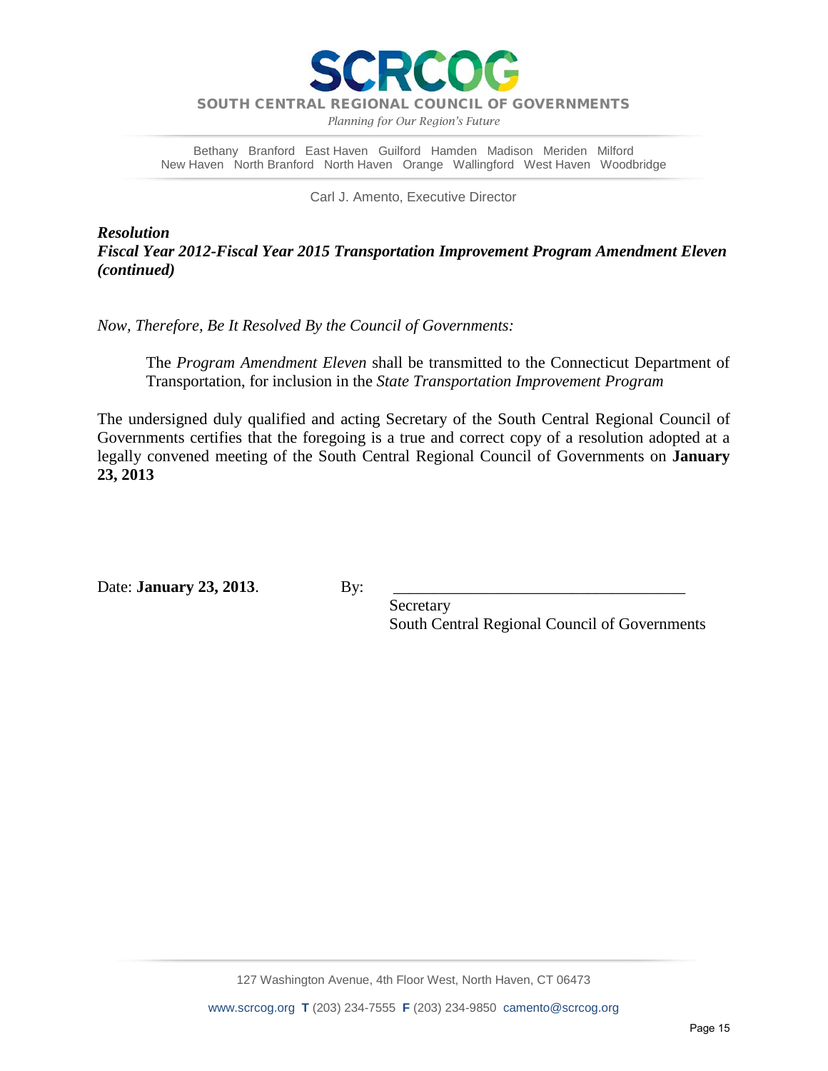# SCRCOG

**SOUTH CENTRAL REGIONAL COUNCIL OF GOVERNMENTS**

*Planning for Our Region's Future*

Bethany Branford East Haven Guilford Hamden Madison Meriden Milford
New Haven North Branford North Haven Orange Wallingford West Haven Woodbridge

Carl J. Amento, Executive Director

***Resolution***
***Fiscal Year 2012-Fiscal Year 2015 Transportation Improvement Program Amendment Eleven (continued)***

*Now, Therefore, Be It Resolved By the Council of Governments:*

> The *Program Amendment Eleven* shall be transmitted to the Connecticut Department of Transportation, for inclusion in the *State Transportation Improvement Program*

The undersigned duly qualified and acting Secretary of the South Central Regional Council of Governments certifies that the foregoing is a true and correct copy of a resolution adopted at a legally convened meeting of the South Central Regional Council of Governments on **January 23, 2013**

Date: **January 23, 2013**.

By: ____________________________________

Secretary
South Central Regional Council of Governments

127 Washington Avenue, 4th Floor West, North Haven, CT 06473

www.scrcog.org **T** (203) 234-7555 **F** (203) 234-9850 camento@scrcog.org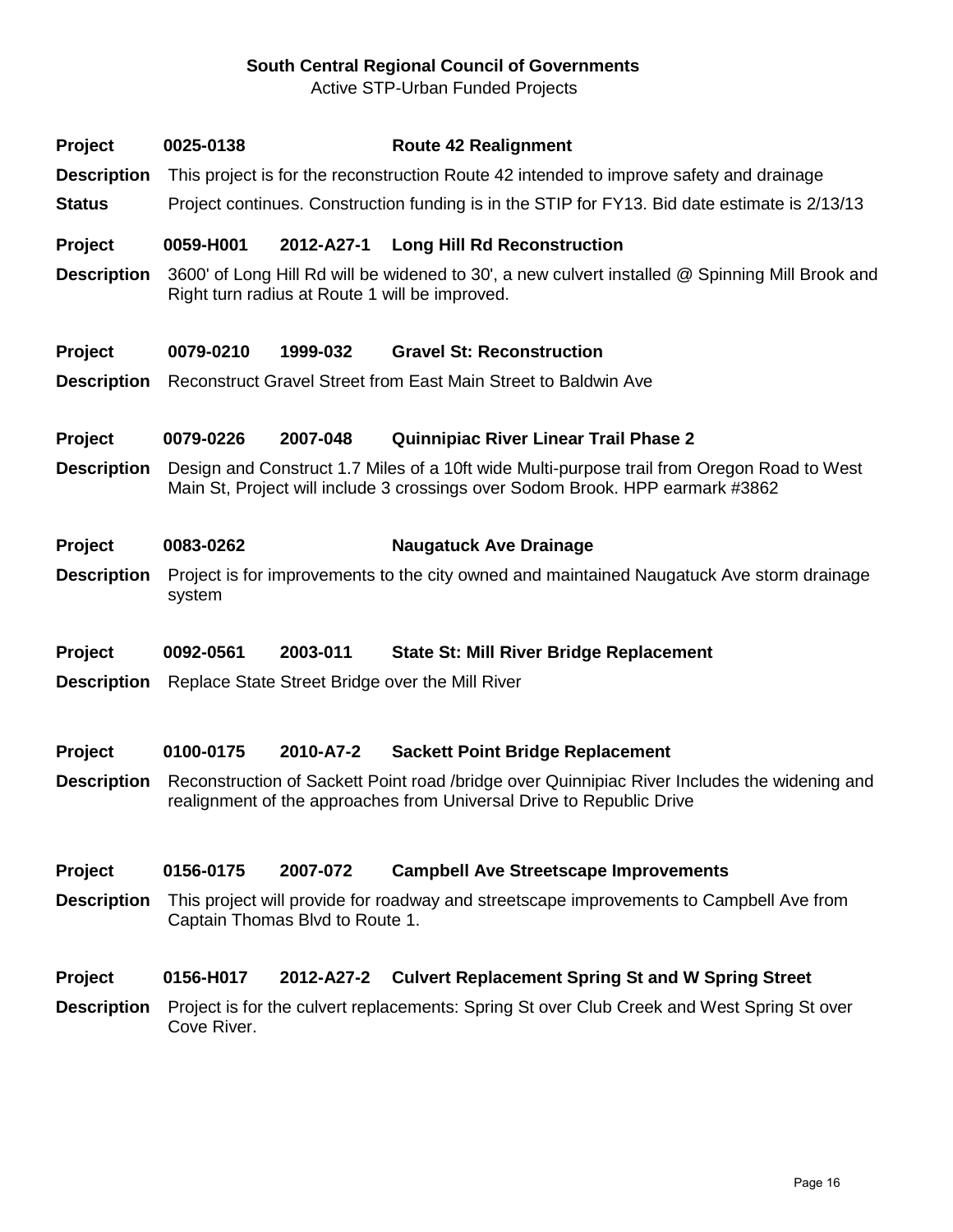**South Central Regional Council of Governments**

Active STP-Urban Funded Projects

| | | | |
|---|---|---|---|
| **Project** | **0025-0138** | | **Route 42 Realignment** |
| **Description** | This project is for the reconstruction Route 42 intended to improve safety and drainage | | |
| **Status** | Project continues. Construction funding is in the STIP for FY13. Bid date estimate is 2/13/13 | | |
| **Project** | **0059-H001** | **2012-A27-1** | **Long Hill Rd Reconstruction** |
| **Description** | 3600' of Long Hill Rd will be widened to 30', a new culvert installed @ Spinning Mill Brook and Right turn radius at Route 1 will be improved. | | |
| **Project** | **0079-0210** | **1999-032** | **Gravel St: Reconstruction** |
| **Description** | Reconstruct Gravel Street from East Main Street to Baldwin Ave | | |
| **Project** | **0079-0226** | **2007-048** | **Quinnipiac River Linear Trail Phase 2** |
| **Description** | Design and Construct 1.7 Miles of a 10ft wide Multi-purpose trail from Oregon Road to West Main St, Project will include 3 crossings over Sodom Brook. HPP earmark #3862 | | |
| **Project** | **0083-0262** | | **Naugatuck Ave Drainage** |
| **Description** | Project is for improvements to the city owned and maintained Naugatuck Ave storm drainage system | | |
| **Project** | **0092-0561** | **2003-011** | **State St: Mill River Bridge Replacement** |
| **Description** | Replace State Street Bridge over the Mill River | | |
| **Project** | **0100-0175** | **2010-A7-2** | **Sackett Point Bridge Replacement** |
| **Description** | Reconstruction of Sackett Point road /bridge over Quinnipiac River Includes the widening and realignment of the approaches from Universal Drive to Republic Drive | | |
| **Project** | **0156-0175** | **2007-072** | **Campbell Ave Streetscape Improvements** |
| **Description** | This project will provide for roadway and streetscape improvements to Campbell Ave from Captain Thomas Blvd to Route 1. | | |
| **Project** | **0156-H017** | **2012-A27-2** | **Culvert Replacement Spring St and W Spring Street** |
| **Description** | Project is for the culvert replacements: Spring St over Club Creek and West Spring St over Cove River. | | |